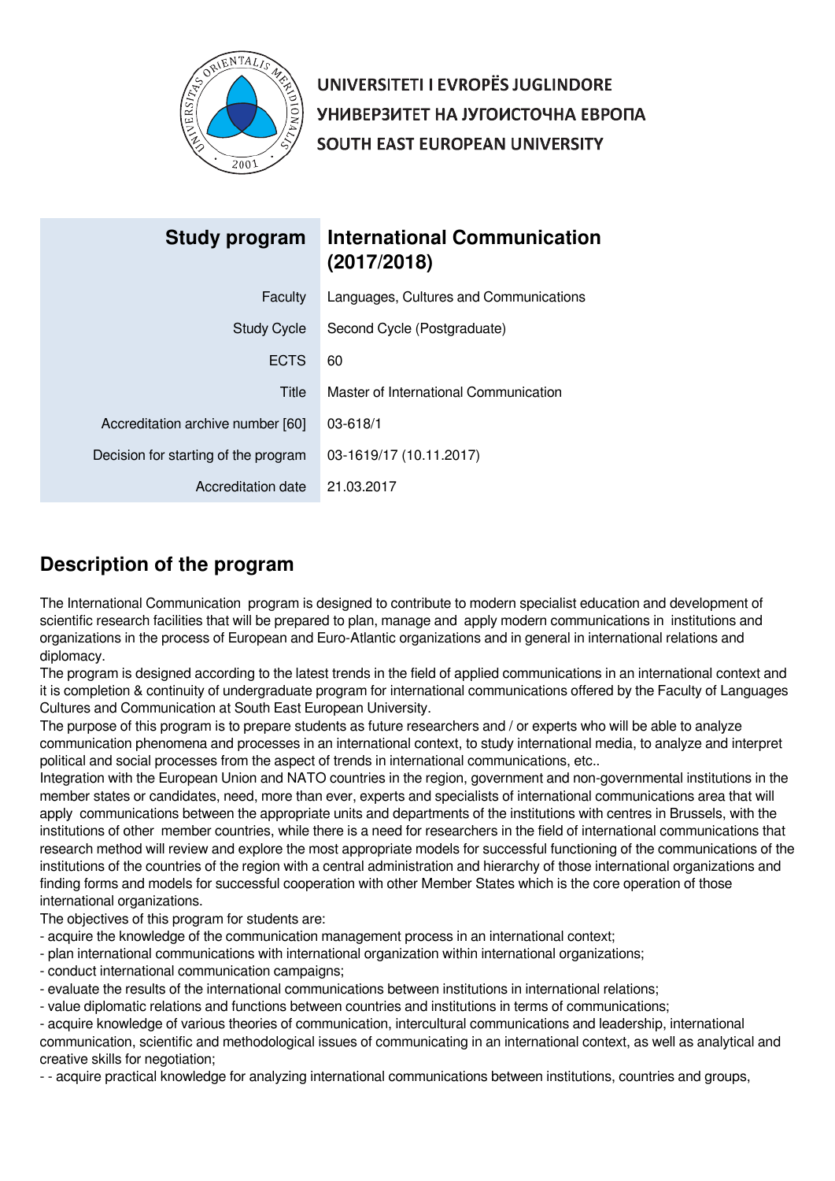UNIVERSITETI I EVROPËS JUGLINDORE
УНИВЕРЗИТЕТ НА ЈУГОИСТОЧНА ЕВРОПА
SOUTH EAST EUROPEAN UNIVERSITY

| **Study program** | **International Communication (2017/2018)** |
|---|---|
| Faculty | Languages, Cultures and Communications |
| Study Cycle | Second Cycle (Postgraduate) |
| ECTS | 60 |
| Title | Master of International Communication |
| Accreditation archive number [60] | 03-618/1 |
| Decision for starting of the program | 03-1619/17 (10.11.2017) |
| Accreditation date | 21.03.2017 |

## Description of the program

The International Communication  program is designed to contribute to modern specialist education and development of scientific research facilities that will be prepared to plan, manage and  apply modern communications in  institutions and organizations in the process of European and Euro-Atlantic organizations and in general in international relations and diplomacy.
The program is designed according to the latest trends in the field of applied communications in an international context and it is completion & continuity of undergraduate program for international communications offered by the Faculty of Languages Cultures and Communication at South East European University.
The purpose of this program is to prepare students as future researchers and / or experts who will be able to analyze communication phenomena and processes in an international context, to study international media, to analyze and interpret political and social processes from the aspect of trends in international communications, etc..
Integration with the European Union and NATO countries in the region, government and non-governmental institutions in the member states or candidates, need, more than ever, experts and specialists of international communications area that will apply  communications between the appropriate units and departments of the institutions with centres in Brussels, with the institutions of other  member countries, while there is a need for researchers in the field of international communications that research method will review and explore the most appropriate models for successful functioning of the communications of the institutions of the countries of the region with a central administration and hierarchy of those international organizations and finding forms and models for successful cooperation with other Member States which is the core operation of those international organizations.
The objectives of this program for students are:
- acquire the knowledge of the communication management process in an international context;
- plan international communications with international organization within international organizations;
- conduct international communication campaigns;
- evaluate the results of the international communications between institutions in international relations;
- value diplomatic relations and functions between countries and institutions in terms of communications;
- acquire knowledge of various theories of communication, intercultural communications and leadership, international communication, scientific and methodological issues of communicating in an international context, as well as analytical and creative skills for negotiation;
- - acquire practical knowledge for analyzing international communications between institutions, countries and groups,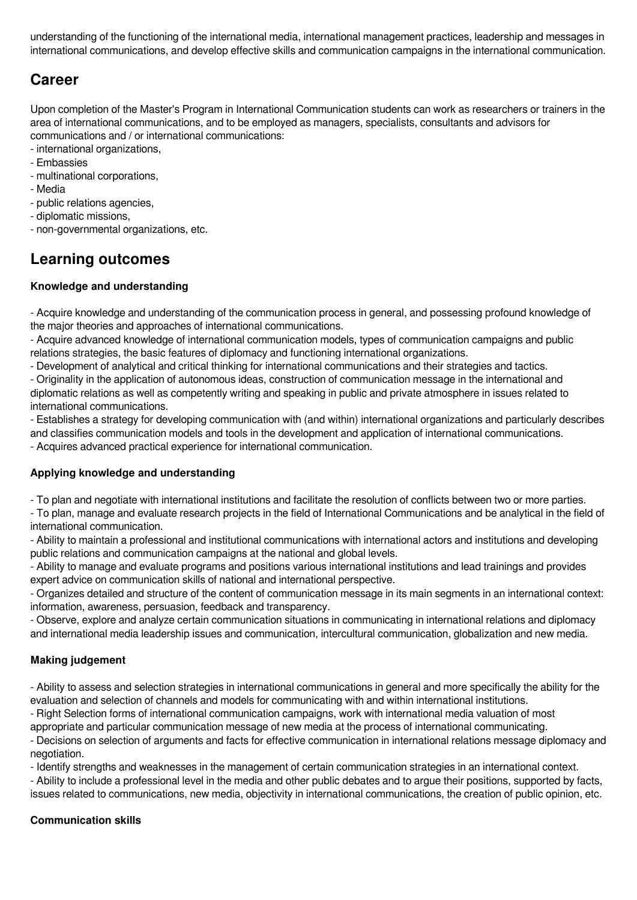understanding of the functioning of the international media, international management practices, leadership and messages in international communications, and develop effective skills and communication campaigns in the international communication.

## Career

Upon completion of the Master's Program in International Communication students can work as researchers or trainers in the area of international communications, and to be employed as managers, specialists, consultants and advisors for communications and / or international communications:

- international organizations,
- Embassies
- multinational corporations,
- Media
- public relations agencies,
- diplomatic missions,
- non-governmental organizations, etc.

## Learning outcomes

### Knowledge and understanding

- Acquire knowledge and understanding of the communication process in general, and possessing profound knowledge of the major theories and approaches of international communications.
- Acquire advanced knowledge of international communication models, types of communication campaigns and public relations strategies, the basic features of diplomacy and functioning international organizations.
- Development of analytical and critical thinking for international communications and their strategies and tactics.
- Originality in the application of autonomous ideas, construction of communication message in the international and diplomatic relations as well as competently writing and speaking in public and private atmosphere in issues related to international communications.
- Establishes a strategy for developing communication with (and within) international organizations and particularly describes and classifies communication models and tools in the development and application of international communications.
- Acquires advanced practical experience for international communication.

### Applying knowledge and understanding

- To plan and negotiate with international institutions and facilitate the resolution of conflicts between two or more parties.
- To plan, manage and evaluate research projects in the field of International Communications and be analytical in the field of international communication.
- Ability to maintain a professional and institutional communications with international actors and institutions and developing public relations and communication campaigns at the national and global levels.
- Ability to manage and evaluate programs and positions various international institutions and lead trainings and provides expert advice on communication skills of national and international perspective.
- Organizes detailed and structure of the content of communication message in its main segments in an international context: information, awareness, persuasion, feedback and transparency.
- Observe, explore and analyze certain communication situations in communicating in international relations and diplomacy and international media leadership issues and communication, intercultural communication, globalization and new media.

### Making judgement

- Ability to assess and selection strategies in international communications in general and more specifically the ability for the evaluation and selection of channels and models for communicating with and within international institutions.
- Right Selection forms of international communication campaigns, work with international media valuation of most appropriate and particular communication message of new media at the process of international communicating.
- Decisions on selection of arguments and facts for effective communication in international relations message diplomacy and negotiation.
- Identify strengths and weaknesses in the management of certain communication strategies in an international context.
- Ability to include a professional level in the media and other public debates and to argue their positions, supported by facts, issues related to communications, new media, objectivity in international communications, the creation of public opinion, etc.

### Communication skills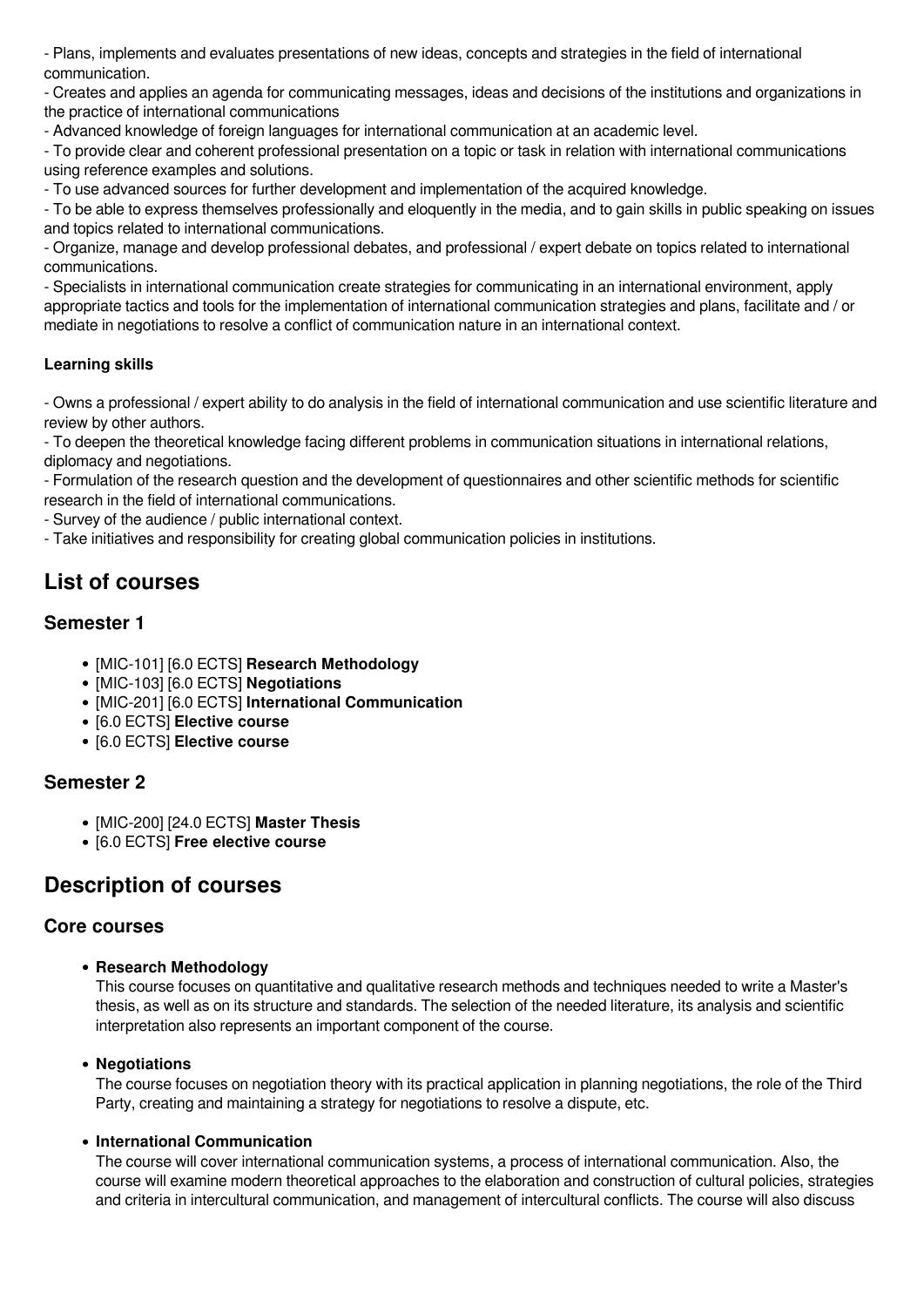- Plans, implements and evaluates presentations of new ideas, concepts and strategies in the field of international communication.
- Creates and applies an agenda for communicating messages, ideas and decisions of the institutions and organizations in the practice of international communications
- Advanced knowledge of foreign languages for international communication at an academic level.
- To provide clear and coherent professional presentation on a topic or task in relation with international communications using reference examples and solutions.
- To use advanced sources for further development and implementation of the acquired knowledge.
- To be able to express themselves professionally and eloquently in the media, and to gain skills in public speaking on issues and topics related to international communications.
- Organize, manage and develop professional debates, and professional / expert debate on topics related to international communications.
- Specialists in international communication create strategies for communicating in an international environment, apply appropriate tactics and tools for the implementation of international communication strategies and plans, facilitate and / or mediate in negotiations to resolve a conflict of communication nature in an international context.

**Learning skills**

- Owns a professional / expert ability to do analysis in the field of international communication and use scientific literature and review by other authors.
- To deepen the theoretical knowledge facing different problems in communication situations in international relations, diplomacy and negotiations.
- Formulation of the research question and the development of questionnaires and other scientific methods for scientific research in the field of international communications.
- Survey of the audience / public international context.
- Take initiatives and responsibility for creating global communication policies in institutions.

## List of courses

### Semester 1

- [MIC-101] [6.0 ECTS] **Research Methodology**
- [MIC-103] [6.0 ECTS] **Negotiations**
- [MIC-201] [6.0 ECTS] **International Communication**
- [6.0 ECTS] **Elective course**
- [6.0 ECTS] **Elective course**

### Semester 2

- [MIC-200] [24.0 ECTS] **Master Thesis**
- [6.0 ECTS] **Free elective course**

## Description of courses

### Core courses

- **Research Methodology**
  This course focuses on quantitative and qualitative research methods and techniques needed to write a Master's thesis, as well as on its structure and standards. The selection of the needed literature, its analysis and scientific interpretation also represents an important component of the course.

- **Negotiations**
  The course focuses on negotiation theory with its practical application in planning negotiations, the role of the Third Party, creating and maintaining a strategy for negotiations to resolve a dispute, etc.

- **International Communication**
  The course will cover international communication systems, a process of international communication. Also, the course will examine modern theoretical approaches to the elaboration and construction of cultural policies, strategies and criteria in intercultural communication, and management of intercultural conflicts. The course will also discuss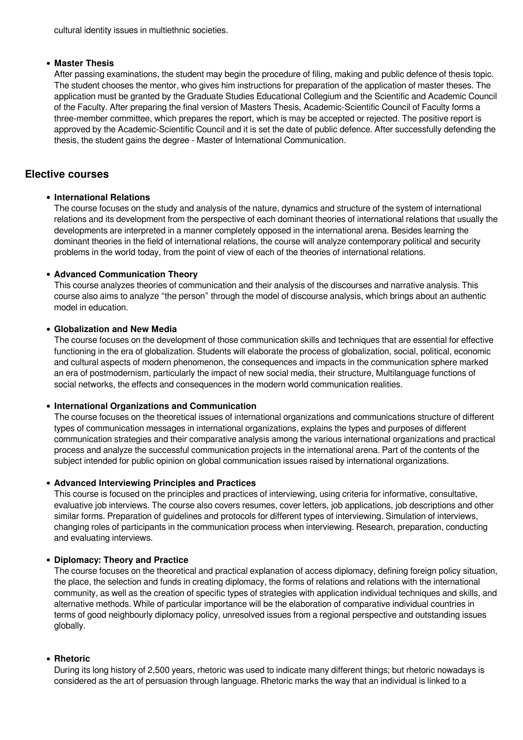cultural identity issues in multiethnic societies.

- **Master Thesis**
  After passing examinations, the student may begin the procedure of filing, making and public defence of thesis topic. The student chooses the mentor, who gives him instructions for preparation of the application of master theses. The application must be granted by the Graduate Studies Educational Collegium and the Scientific and Academic Council of the Faculty. After preparing the final version of Masters Thesis, Academic-Scientific Council of Faculty forms a three-member committee, which prepares the report, which is may be accepted or rejected. The positive report is approved by the Academic-Scientific Council and it is set the date of public defence. After successfully defending the thesis, the student gains the degree - Master of International Communication.

## Elective courses

- **International Relations**
  The course focuses on the study and analysis of the nature, dynamics and structure of the system of international relations and its development from the perspective of each dominant theories of international relations that usually the developments are interpreted in a manner completely opposed in the international arena. Besides learning the dominant theories in the field of international relations, the course will analyze contemporary political and security problems in the world today, from the point of view of each of the theories of international relations.

- **Advanced Communication Theory**
  This course analyzes theories of communication and their analysis of the discourses and narrative analysis. This course also aims to analyze "the person" through the model of discourse analysis, which brings about an authentic model in education.

- **Globalization and New Media**
  The course focuses on the development of those communication skills and techniques that are essential for effective functioning in the era of globalization. Students will elaborate the process of globalization, social, political, economic and cultural aspects of modern phenomenon, the consequences and impacts in the communication sphere marked an era of postmodernism, particularly the impact of new social media, their structure, Multilanguage functions of social networks, the effects and consequences in the modern world communication realities.

- **International Organizations and Communication**
  The course focuses on the theoretical issues of international organizations and communications structure of different types of communication messages in international organizations, explains the types and purposes of different communication strategies and their comparative analysis among the various international organizations and practical process and analyze the successful communication projects in the international arena. Part of the contents of the subject intended for public opinion on global communication issues raised by international organizations.

- **Advanced Interviewing Principles and Practices**
  This course is focused on the principles and practices of interviewing, using criteria for informative, consultative, evaluative job interviews. The course also covers resumes, cover letters, job applications, job descriptions and other similar forms. Preparation of guidelines and protocols for different types of interviewing. Simulation of interviews, changing roles of participants in the communication process when interviewing. Research, preparation, conducting and evaluating interviews.

- **Diplomacy: Theory and Practice**
  The course focuses on the theoretical and practical explanation of access diplomacy, defining foreign policy situation, the place, the selection and funds in creating diplomacy, the forms of relations and relations with the international community, as well as the creation of specific types of strategies with application individual techniques and skills, and alternative methods. While of particular importance will be the elaboration of comparative individual countries in terms of good neighbourly diplomacy policy, unresolved issues from a regional perspective and outstanding issues globally.

- **Rhetoric**
  During its long history of 2,500 years, rhetoric was used to indicate many different things; but rhetoric nowadays is considered as the art of persuasion through language. Rhetoric marks the way that an individual is linked to a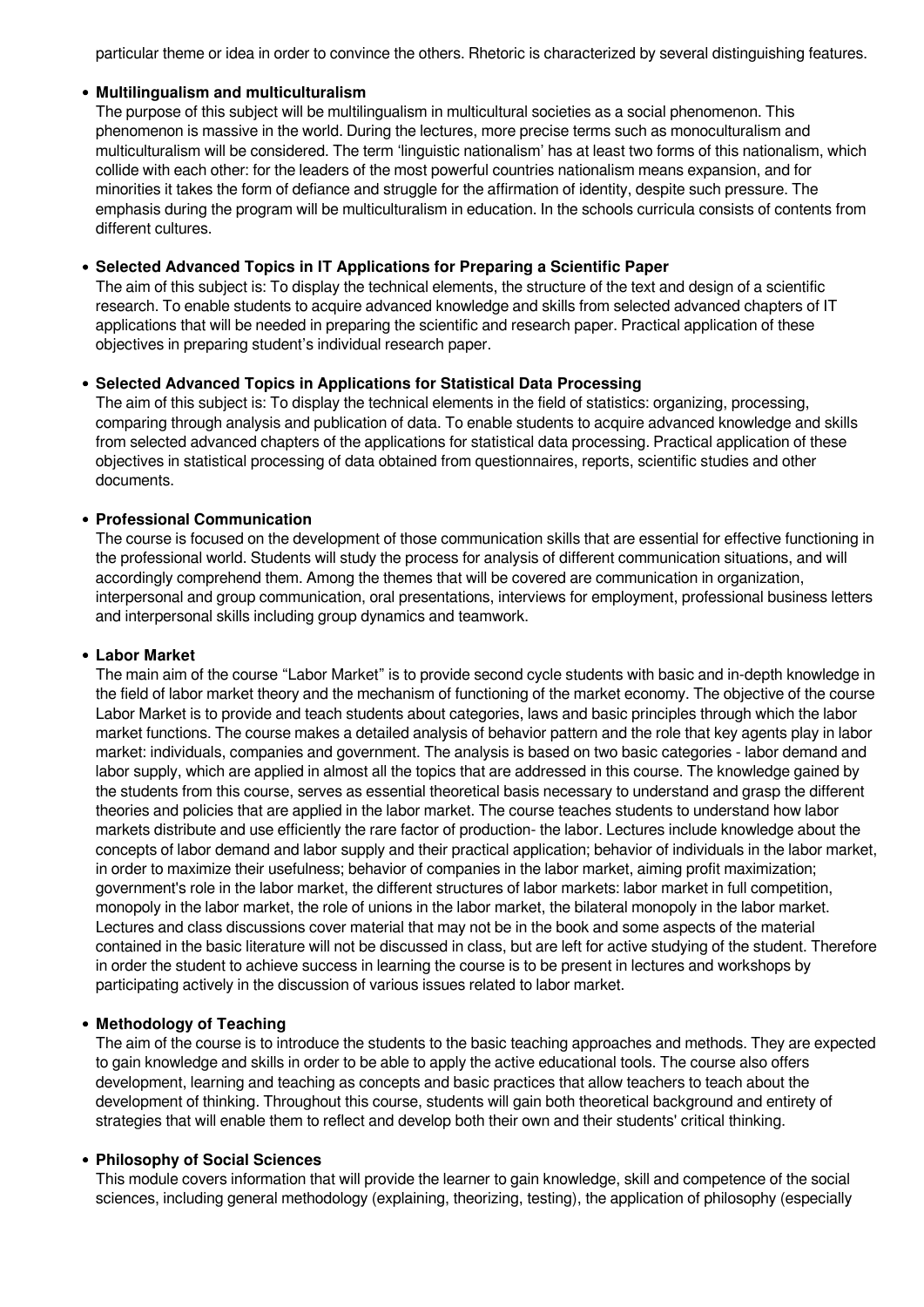particular theme or idea in order to convince the others. Rhetoric is characterized by several distinguishing features.

- **Multilingualism and multiculturalism**
  The purpose of this subject will be multilingualism in multicultural societies as a social phenomenon. This phenomenon is massive in the world. During the lectures, more precise terms such as monoculturalism and multiculturalism will be considered. The term 'linguistic nationalism' has at least two forms of this nationalism, which collide with each other: for the leaders of the most powerful countries nationalism means expansion, and for minorities it takes the form of defiance and struggle for the affirmation of identity, despite such pressure. The emphasis during the program will be multiculturalism in education. In the schools curricula consists of contents from different cultures.

- **Selected Advanced Topics in IT Applications for Preparing a Scientific Paper**
  The aim of this subject is: To display the technical elements, the structure of the text and design of a scientific research. To enable students to acquire advanced knowledge and skills from selected advanced chapters of IT applications that will be needed in preparing the scientific and research paper. Practical application of these objectives in preparing student's individual research paper.

- **Selected Advanced Topics in Applications for Statistical Data Processing**
  The aim of this subject is: To display the technical elements in the field of statistics: organizing, processing, comparing through analysis and publication of data. To enable students to acquire advanced knowledge and skills from selected advanced chapters of the applications for statistical data processing. Practical application of these objectives in statistical processing of data obtained from questionnaires, reports, scientific studies and other documents.

- **Professional Communication**
  The course is focused on the development of those communication skills that are essential for effective functioning in the professional world. Students will study the process for analysis of different communication situations, and will accordingly comprehend them. Among the themes that will be covered are communication in organization, interpersonal and group communication, oral presentations, interviews for employment, professional business letters and interpersonal skills including group dynamics and teamwork.

- **Labor Market**
  The main aim of the course "Labor Market" is to provide second cycle students with basic and in-depth knowledge in the field of labor market theory and the mechanism of functioning of the market economy. The objective of the course Labor Market is to provide and teach students about categories, laws and basic principles through which the labor market functions. The course makes a detailed analysis of behavior pattern and the role that key agents play in labor market: individuals, companies and government. The analysis is based on two basic categories - labor demand and labor supply, which are applied in almost all the topics that are addressed in this course. The knowledge gained by the students from this course, serves as essential theoretical basis necessary to understand and grasp the different theories and policies that are applied in the labor market. The course teaches students to understand how labor markets distribute and use efficiently the rare factor of production- the labor. Lectures include knowledge about the concepts of labor demand and labor supply and their practical application; behavior of individuals in the labor market, in order to maximize their usefulness; behavior of companies in the labor market, aiming profit maximization; government's role in the labor market, the different structures of labor markets: labor market in full competition, monopoly in the labor market, the role of unions in the labor market, the bilateral monopoly in the labor market. Lectures and class discussions cover material that may not be in the book and some aspects of the material contained in the basic literature will not be discussed in class, but are left for active studying of the student. Therefore in order the student to achieve success in learning the course is to be present in lectures and workshops by participating actively in the discussion of various issues related to labor market.

- **Methodology of Teaching**
  The aim of the course is to introduce the students to the basic teaching approaches and methods. They are expected to gain knowledge and skills in order to be able to apply the active educational tools. The course also offers development, learning and teaching as concepts and basic practices that allow teachers to teach about the development of thinking. Throughout this course, students will gain both theoretical background and entirety of strategies that will enable them to reflect and develop both their own and their students' critical thinking.

- **Philosophy of Social Sciences**
  This module covers information that will provide the learner to gain knowledge, skill and competence of the social sciences, including general methodology (explaining, theorizing, testing), the application of philosophy (especially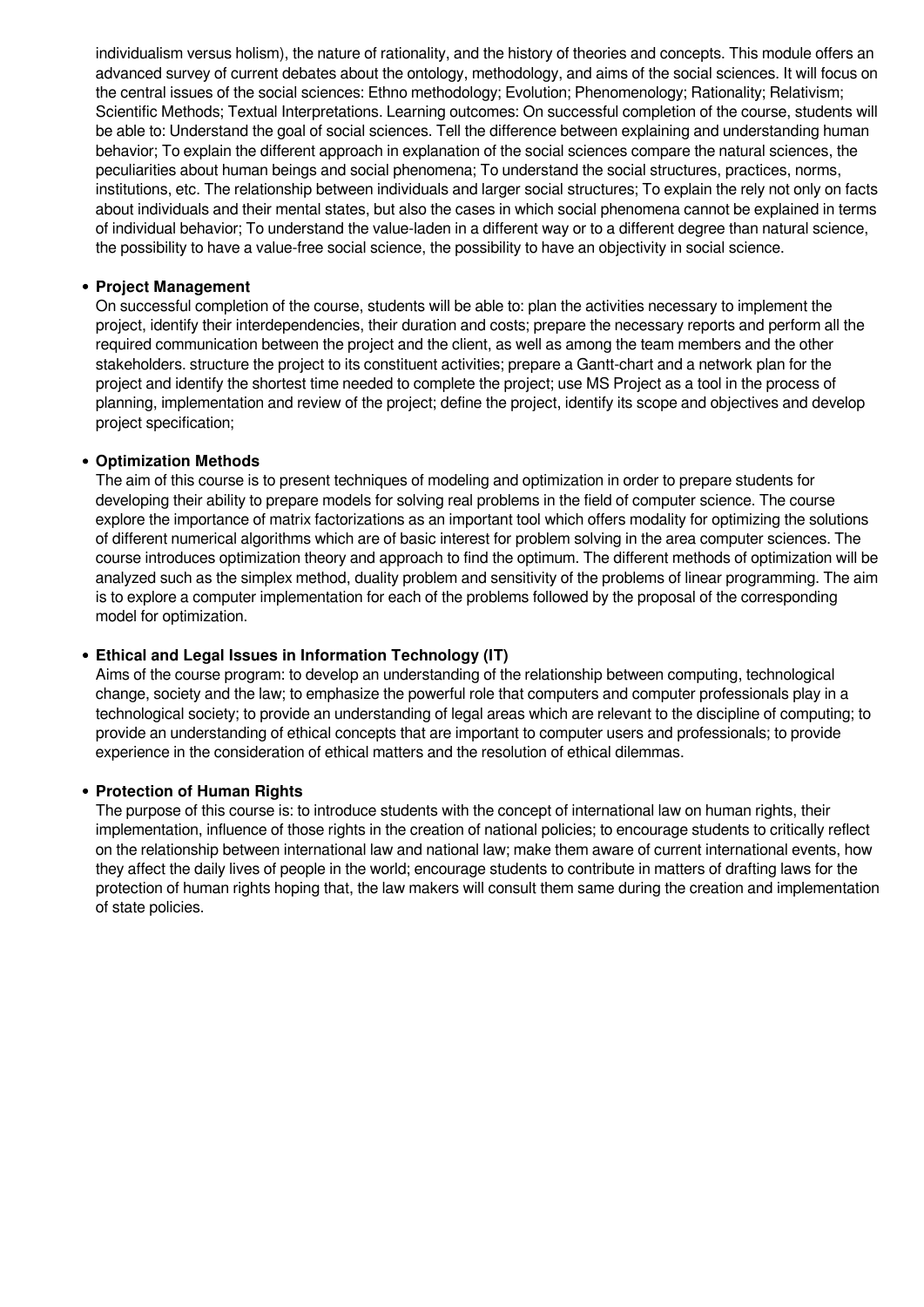individualism versus holism), the nature of rationality, and the history of theories and concepts. This module offers an advanced survey of current debates about the ontology, methodology, and aims of the social sciences. It will focus on the central issues of the social sciences: Ethno methodology; Evolution; Phenomenology; Rationality; Relativism; Scientific Methods; Textual Interpretations. Learning outcomes: On successful completion of the course, students will be able to: Understand the goal of social sciences. Tell the difference between explaining and understanding human behavior; To explain the different approach in explanation of the social sciences compare the natural sciences, the peculiarities about human beings and social phenomena; To understand the social structures, practices, norms, institutions, etc. The relationship between individuals and larger social structures; To explain the rely not only on facts about individuals and their mental states, but also the cases in which social phenomena cannot be explained in terms of individual behavior; To understand the value-laden in a different way or to a different degree than natural science, the possibility to have a value-free social science, the possibility to have an objectivity in social science.

- **Project Management**
  On successful completion of the course, students will be able to: plan the activities necessary to implement the project, identify their interdependencies, their duration and costs; prepare the necessary reports and perform all the required communication between the project and the client, as well as among the team members and the other stakeholders. structure the project to its constituent activities; prepare a Gantt-chart and a network plan for the project and identify the shortest time needed to complete the project; use MS Project as a tool in the process of planning, implementation and review of the project; define the project, identify its scope and objectives and develop project specification;

- **Optimization Methods**
  The aim of this course is to present techniques of modeling and optimization in order to prepare students for developing their ability to prepare models for solving real problems in the field of computer science. The course explore the importance of matrix factorizations as an important tool which offers modality for optimizing the solutions of different numerical algorithms which are of basic interest for problem solving in the area computer sciences. The course introduces optimization theory and approach to find the optimum. The different methods of optimization will be analyzed such as the simplex method, duality problem and sensitivity of the problems of linear programming. The aim is to explore a computer implementation for each of the problems followed by the proposal of the corresponding model for optimization.

- **Ethical and Legal Issues in Information Technology (IT)**
  Aims of the course program: to develop an understanding of the relationship between computing, technological change, society and the law; to emphasize the powerful role that computers and computer professionals play in a technological society; to provide an understanding of legal areas which are relevant to the discipline of computing; to provide an understanding of ethical concepts that are important to computer users and professionals; to provide experience in the consideration of ethical matters and the resolution of ethical dilemmas.

- **Protection of Human Rights**
  The purpose of this course is: to introduce students with the concept of international law on human rights, their implementation, influence of those rights in the creation of national policies; to encourage students to critically reflect on the relationship between international law and national law; make them aware of current international events, how they affect the daily lives of people in the world; encourage students to contribute in matters of drafting laws for the protection of human rights hoping that, the law makers will consult them same during the creation and implementation of state policies.